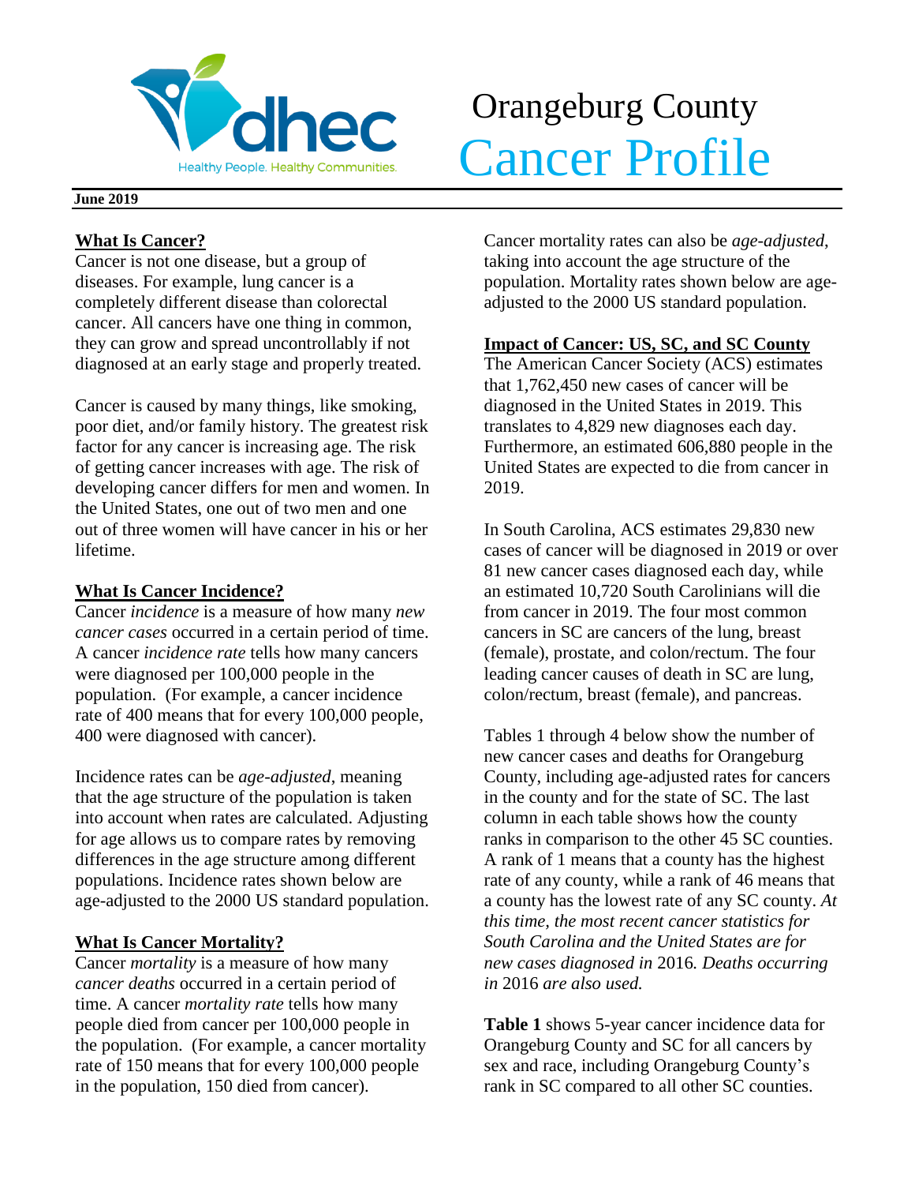# Orangeburg County Cancer Profile

**June 2019**

## What Is Cancer?

Cancer is not one disease, but a group of diseases. For example, lung cancer is a completely different disease than colorectal cancer. All cancers have one thing in common, they can grow and spread uncontrollably if not diagnosed at an early stage and properly treated.

Cancer is caused by many things, like smoking, poor diet, and/or family history. The greatest risk factor for any cancer is increasing age. The risk of getting cancer increases with age. The risk of developing cancer differs for men and women. In the United States, one out of two men and one out of three women will have cancer in his or her lifetime.

## What Is Cancer Incidence?

Cancer *incidence* is a measure of how many *new cancer cases* occurred in a certain period of time. A cancer *incidence rate* tells how many cancers were diagnosed per 100,000 people in the population. (For example, a cancer incidence rate of 400 means that for every 100,000 people, 400 were diagnosed with cancer).

Incidence rates can be *age-adjusted*, meaning that the age structure of the population is taken into account when rates are calculated. Adjusting for age allows us to compare rates by removing differences in the age structure among different populations. Incidence rates shown below are age-adjusted to the 2000 US standard population.

## What Is Cancer Mortality?

Cancer *mortality* is a measure of how many *cancer deaths* occurred in a certain period of time. A cancer *mortality rate* tells how many people died from cancer per 100,000 people in the population. (For example, a cancer mortality rate of 150 means that for every 100,000 people in the population, 150 died from cancer).

Cancer mortality rates can also be *age-adjusted*, taking into account the age structure of the population. Mortality rates shown below are age-adjusted to the 2000 US standard population.

## Impact of Cancer: US, SC, and SC County

The American Cancer Society (ACS) estimates that 1,762,450 new cases of cancer will be diagnosed in the United States in 2019. This translates to 4,829 new diagnoses each day. Furthermore, an estimated 606,880 people in the United States are expected to die from cancer in 2019.

In South Carolina, ACS estimates 29,830 new cases of cancer will be diagnosed in 2019 or over 81 new cancer cases diagnosed each day, while an estimated 10,720 South Carolinians will die from cancer in 2019. The four most common cancers in SC are cancers of the lung, breast (female), prostate, and colon/rectum. The four leading cancer causes of death in SC are lung, colon/rectum, breast (female), and pancreas.

Tables 1 through 4 below show the number of new cancer cases and deaths for Orangeburg County, including age-adjusted rates for cancers in the county and for the state of SC. The last column in each table shows how the county ranks in comparison to the other 45 SC counties. A rank of 1 means that a county has the highest rate of any county, while a rank of 46 means that a county has the lowest rate of any SC county. *At this time, the most recent cancer statistics for South Carolina and the United States are for new cases diagnosed in* 2016*. Deaths occurring in* 2016 *are also used.*

**Table 1** shows 5-year cancer incidence data for Orangeburg County and SC for all cancers by sex and race, including Orangeburg County's rank in SC compared to all other SC counties.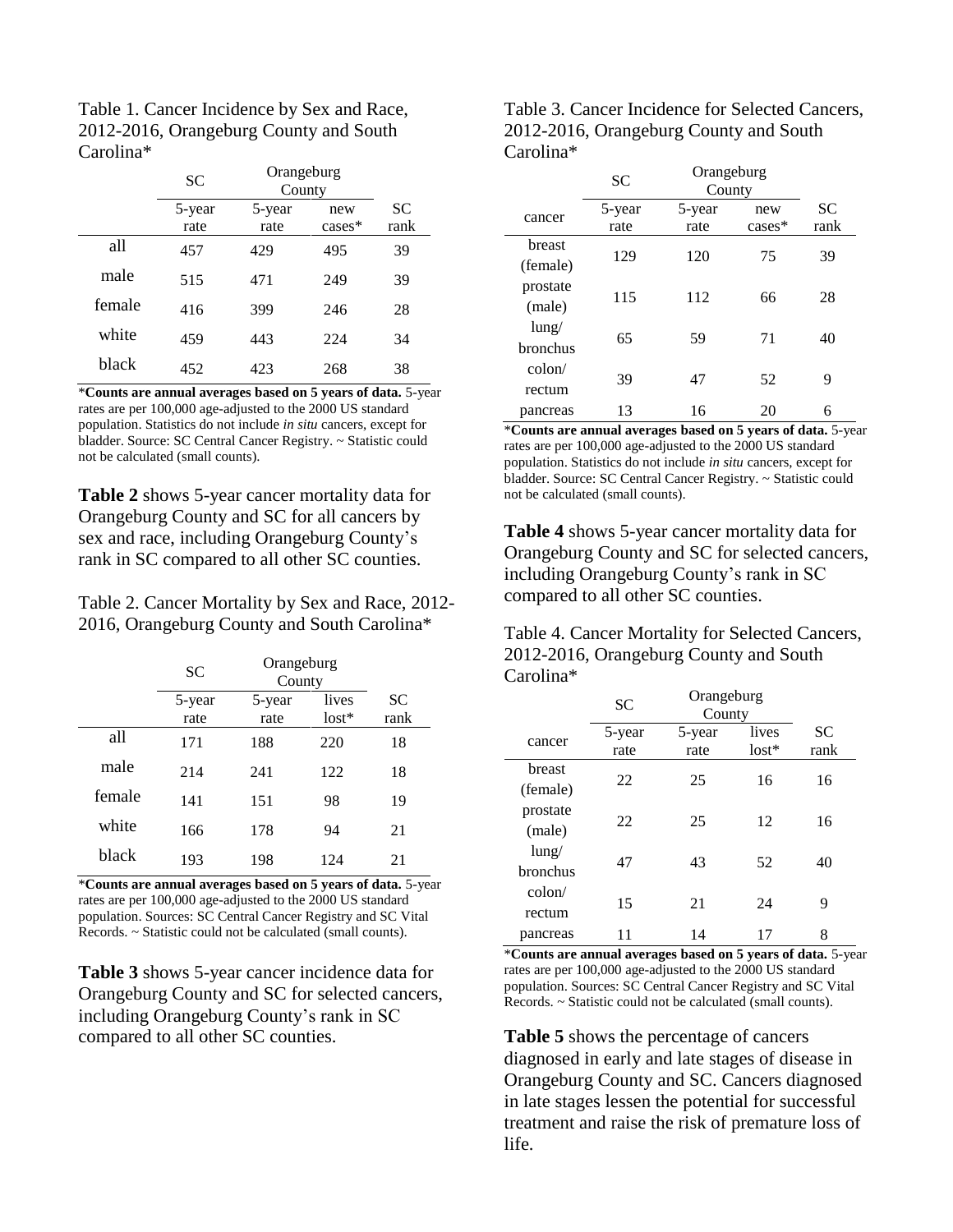Table 1. Cancer Incidence by Sex and Race, 2012-2016, Orangeburg County and South Carolina*

| | SC | Orangeburg County | | |
|---|---|---|---|---|
| | 5-year rate | 5-year rate | new cases* | SC rank |
| all | 457 | 429 | 495 | 39 |
| male | 515 | 471 | 249 | 39 |
| female | 416 | 399 | 246 | 28 |
| white | 459 | 443 | 224 | 34 |
| black | 452 | 423 | 268 | 38 |

***Counts are annual averages based on 5 years of data.** 5-year rates are per 100,000 age-adjusted to the 2000 US standard population. Statistics do not include *in situ* cancers, except for bladder. Source: SC Central Cancer Registry. ~ Statistic could not be calculated (small counts).

**Table 2** shows 5-year cancer mortality data for Orangeburg County and SC for all cancers by sex and race, including Orangeburg County's rank in SC compared to all other SC counties.

Table 2. Cancer Mortality by Sex and Race, 2012-2016, Orangeburg County and South Carolina*

| | SC | Orangeburg County | | |
|---|---|---|---|---|
| | 5-year rate | 5-year rate | lives lost* | SC rank |
| all | 171 | 188 | 220 | 18 |
| male | 214 | 241 | 122 | 18 |
| female | 141 | 151 | 98 | 19 |
| white | 166 | 178 | 94 | 21 |
| black | 193 | 198 | 124 | 21 |

***Counts are annual averages based on 5 years of data.** 5-year rates are per 100,000 age-adjusted to the 2000 US standard population. Sources: SC Central Cancer Registry and SC Vital Records. ~ Statistic could not be calculated (small counts).

**Table 3** shows 5-year cancer incidence data for Orangeburg County and SC for selected cancers, including Orangeburg County's rank in SC compared to all other SC counties.

Table 3. Cancer Incidence for Selected Cancers, 2012-2016, Orangeburg County and South Carolina*

| | SC | Orangeburg County | | |
|---|---|---|---|---|
| cancer | 5-year rate | 5-year rate | new cases* | SC rank |
| breast (female) | 129 | 120 | 75 | 39 |
| prostate (male) | 115 | 112 | 66 | 28 |
| lung/ bronchus | 65 | 59 | 71 | 40 |
| colon/ rectum | 39 | 47 | 52 | 9 |
| pancreas | 13 | 16 | 20 | 6 |

***Counts are annual averages based on 5 years of data.** 5-year rates are per 100,000 age-adjusted to the 2000 US standard population. Statistics do not include *in situ* cancers, except for bladder. Source: SC Central Cancer Registry. ~ Statistic could not be calculated (small counts).

**Table 4** shows 5-year cancer mortality data for Orangeburg County and SC for selected cancers, including Orangeburg County's rank in SC compared to all other SC counties.

Table 4. Cancer Mortality for Selected Cancers, 2012-2016, Orangeburg County and South Carolina*

| | SC | Orangeburg County | | |
|---|---|---|---|---|
| cancer | 5-year rate | 5-year rate | lives lost* | SC rank |
| breast (female) | 22 | 25 | 16 | 16 |
| prostate (male) | 22 | 25 | 12 | 16 |
| lung/ bronchus | 47 | 43 | 52 | 40 |
| colon/ rectum | 15 | 21 | 24 | 9 |
| pancreas | 11 | 14 | 17 | 8 |

***Counts are annual averages based on 5 years of data.** 5-year rates are per 100,000 age-adjusted to the 2000 US standard population. Sources: SC Central Cancer Registry and SC Vital Records. ~ Statistic could not be calculated (small counts).

**Table 5** shows the percentage of cancers diagnosed in early and late stages of disease in Orangeburg County and SC. Cancers diagnosed in late stages lessen the potential for successful treatment and raise the risk of premature loss of life.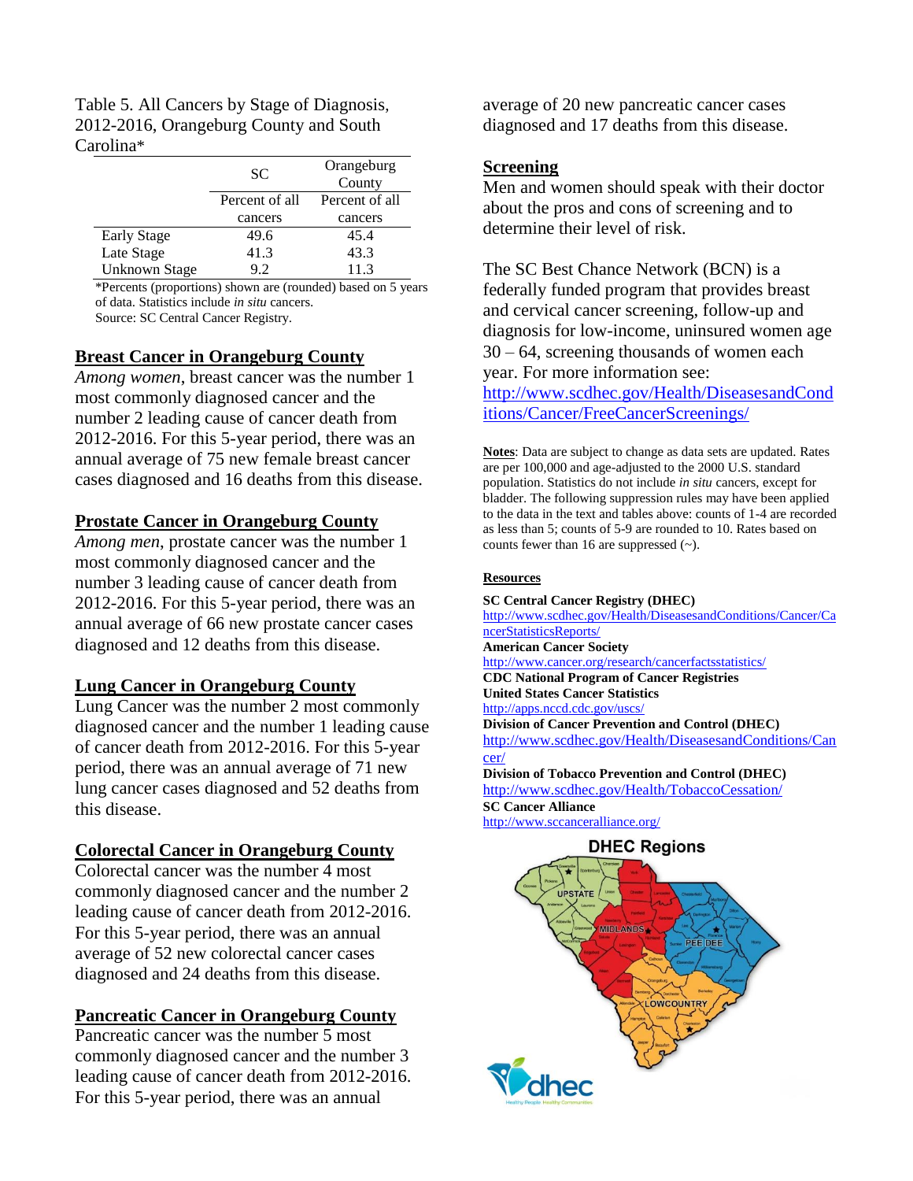Table 5. All Cancers by Stage of Diagnosis, 2012-2016, Orangeburg County and South Carolina*

| | SC | Orangeburg County |
|---|---|---|
| | Percent of all cancers | Percent of all cancers |
| Early Stage | 49.6 | 45.4 |
| Late Stage | 41.3 | 43.3 |
| Unknown Stage | 9.2 | 11.3 |

*Percents (proportions) shown are (rounded) based on 5 years of data. Statistics include *in situ* cancers.
Source: SC Central Cancer Registry.

## Breast Cancer in Orangeburg County

*Among women*, breast cancer was the number 1 most commonly diagnosed cancer and the number 2 leading cause of cancer death from 2012-2016. For this 5-year period, there was an annual average of 75 new female breast cancer cases diagnosed and 16 deaths from this disease.

## Prostate Cancer in Orangeburg County

*Among men*, prostate cancer was the number 1 most commonly diagnosed cancer and the number 3 leading cause of cancer death from 2012-2016. For this 5-year period, there was an annual average of 66 new prostate cancer cases diagnosed and 12 deaths from this disease.

## Lung Cancer in Orangeburg County

Lung Cancer was the number 2 most commonly diagnosed cancer and the number 1 leading cause of cancer death from 2012-2016. For this 5-year period, there was an annual average of 71 new lung cancer cases diagnosed and 52 deaths from this disease.

## Colorectal Cancer in Orangeburg County

Colorectal cancer was the number 4 most commonly diagnosed cancer and the number 2 leading cause of cancer death from 2012-2016. For this 5-year period, there was an annual average of 52 new colorectal cancer cases diagnosed and 24 deaths from this disease.

## Pancreatic Cancer in Orangeburg County

Pancreatic cancer was the number 5 most commonly diagnosed cancer and the number 3 leading cause of cancer death from 2012-2016. For this 5-year period, there was an annual average of 20 new pancreatic cancer cases diagnosed and 17 deaths from this disease.

## Screening

Men and women should speak with their doctor about the pros and cons of screening and to determine their level of risk.

The SC Best Chance Network (BCN) is a federally funded program that provides breast and cervical cancer screening, follow-up and diagnosis for low-income, uninsured women age 30 – 64, screening thousands of women each year. For more information see: http://www.scdhec.gov/Health/DiseasesandConditions/Cancer/FreeCancerScreenings/

**Notes**: Data are subject to change as data sets are updated. Rates are per 100,000 and age-adjusted to the 2000 U.S. standard population. Statistics do not include *in situ* cancers, except for bladder. The following suppression rules may have been applied to the data in the text and tables above: counts of 1-4 are recorded as less than 5; counts of 5-9 are rounded to 10. Rates based on counts fewer than 16 are suppressed (~).

**Resources**

**SC Central Cancer Registry (DHEC)**
http://www.scdhec.gov/Health/DiseasesandConditions/Cancer/CancerStatisticsReports/
**American Cancer Society**
http://www.cancer.org/research/cancerfactsstatistics/
**CDC National Program of Cancer Registries**
**United States Cancer Statistics**
http://apps.nccd.cdc.gov/uscs/
**Division of Cancer Prevention and Control (DHEC)**
http://www.scdhec.gov/Health/DiseasesandConditions/Cancer/
**Division of Tobacco Prevention and Control (DHEC)**
http://www.scdhec.gov/Health/TobaccoCessation/
**SC Cancer Alliance**
http://www.sccanceralliance.org/

DHEC Regions

UPSTATE
MIDLANDS
PEE DEE
LOWCOUNTRY

dhec